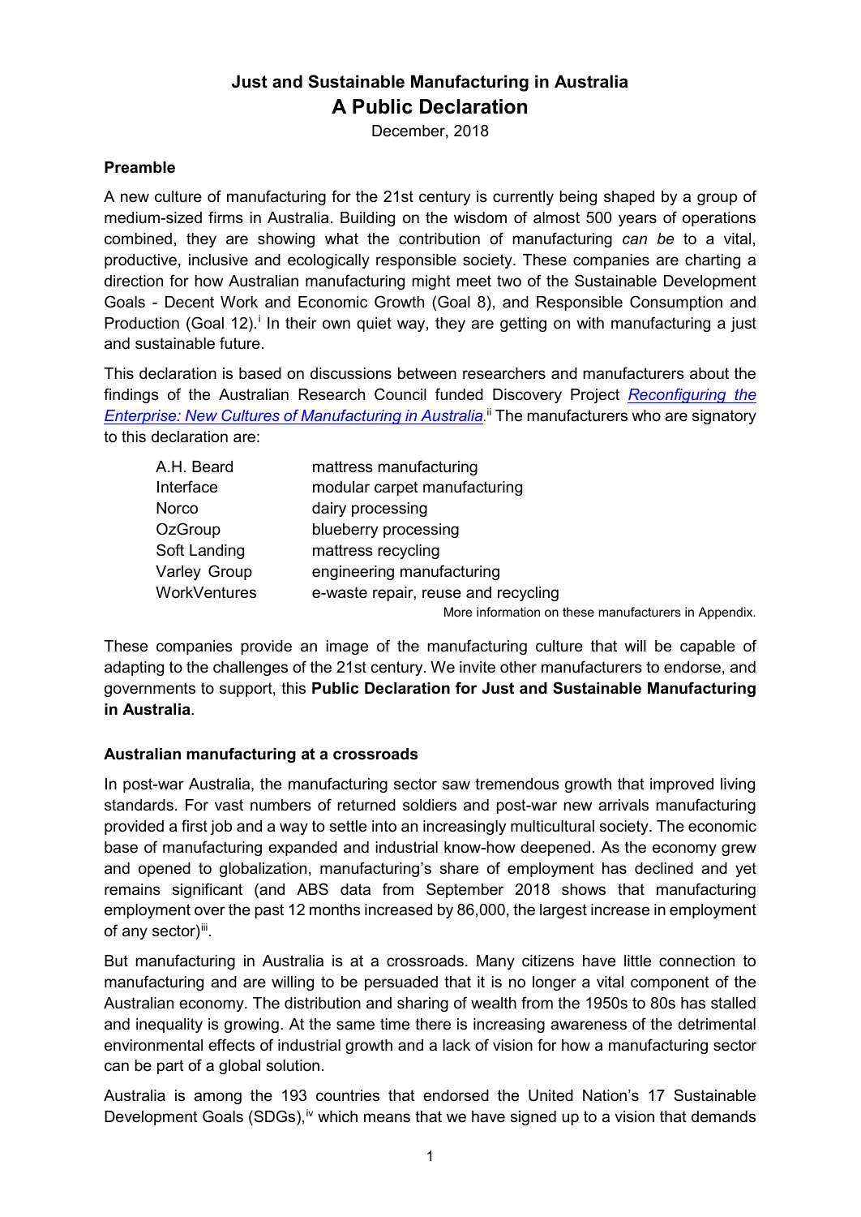# Just and Sustainable Manufacturing in Australia

## A Public Declaration

December, 2018

### Preamble

A new culture of manufacturing for the 21st century is currently being shaped by a group of medium-sized firms in Australia. Building on the wisdom of almost 500 years of operations combined, they are showing what the contribution of manufacturing *can be* to a vital, productive, inclusive and ecologically responsible society. These companies are charting a direction for how Australian manufacturing might meet two of the Sustainable Development Goals - Decent Work and Economic Growth (Goal 8), and Responsible Consumption and Production (Goal 12).[i] In their own quiet way, they are getting on with manufacturing a just and sustainable future.

This declaration is based on discussions between researchers and manufacturers about the findings of the Australian Research Council funded Discovery Project *Reconfiguring the Enterprise: New Cultures of Manufacturing in Australia*.[ii] The manufacturers who are signatory to this declaration are:

| | |
|---|---|
| A.H. Beard | mattress manufacturing |
| Interface | modular carpet manufacturing |
| Norco | dairy processing |
| OzGroup | blueberry processing |
| Soft Landing | mattress recycling |
| Varley Group | engineering manufacturing |
| WorkVentures | e-waste repair, reuse and recycling |

More information on these manufacturers in Appendix.

These companies provide an image of the manufacturing culture that will be capable of adapting to the challenges of the 21st century. We invite other manufacturers to endorse, and governments to support, this **Public Declaration for Just and Sustainable Manufacturing in Australia**.

### Australian manufacturing at a crossroads

In post-war Australia, the manufacturing sector saw tremendous growth that improved living standards. For vast numbers of returned soldiers and post-war new arrivals manufacturing provided a first job and a way to settle into an increasingly multicultural society. The economic base of manufacturing expanded and industrial know-how deepened. As the economy grew and opened to globalization, manufacturing's share of employment has declined and yet remains significant (and ABS data from September 2018 shows that manufacturing employment over the past 12 months increased by 86,000, the largest increase in employment of any sector)[iii].

But manufacturing in Australia is at a crossroads. Many citizens have little connection to manufacturing and are willing to be persuaded that it is no longer a vital component of the Australian economy. The distribution and sharing of wealth from the 1950s to 80s has stalled and inequality is growing. At the same time there is increasing awareness of the detrimental environmental effects of industrial growth and a lack of vision for how a manufacturing sector can be part of a global solution.

Australia is among the 193 countries that endorsed the United Nation's 17 Sustainable Development Goals (SDGs),[iv] which means that we have signed up to a vision that demands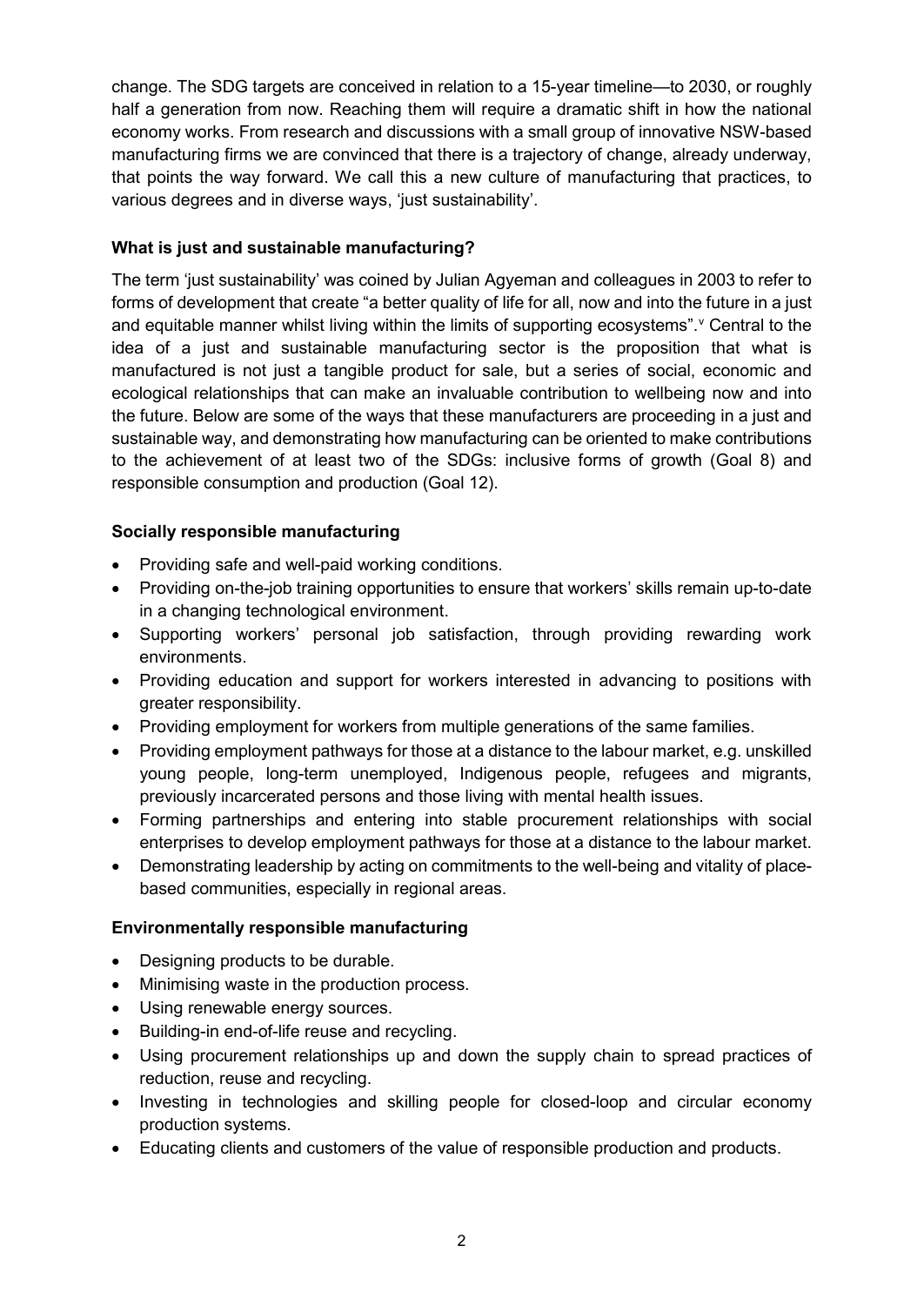change. The SDG targets are conceived in relation to a 15-year timeline—to 2030, or roughly half a generation from now. Reaching them will require a dramatic shift in how the national economy works. From research and discussions with a small group of innovative NSW-based manufacturing firms we are convinced that there is a trajectory of change, already underway, that points the way forward. We call this a new culture of manufacturing that practices, to various degrees and in diverse ways, 'just sustainability'.

### What is just and sustainable manufacturing?

The term 'just sustainability' was coined by Julian Agyeman and colleagues in 2003 to refer to forms of development that create "a better quality of life for all, now and into the future in a just and equitable manner whilst living within the limits of supporting ecosystems".[v] Central to the idea of a just and sustainable manufacturing sector is the proposition that what is manufactured is not just a tangible product for sale, but a series of social, economic and ecological relationships that can make an invaluable contribution to wellbeing now and into the future. Below are some of the ways that these manufacturers are proceeding in a just and sustainable way, and demonstrating how manufacturing can be oriented to make contributions to the achievement of at least two of the SDGs: inclusive forms of growth (Goal 8) and responsible consumption and production (Goal 12).

### Socially responsible manufacturing

- Providing safe and well-paid working conditions.
- Providing on-the-job training opportunities to ensure that workers' skills remain up-to-date in a changing technological environment.
- Supporting workers' personal job satisfaction, through providing rewarding work environments.
- Providing education and support for workers interested in advancing to positions with greater responsibility.
- Providing employment for workers from multiple generations of the same families.
- Providing employment pathways for those at a distance to the labour market, e.g. unskilled young people, long-term unemployed, Indigenous people, refugees and migrants, previously incarcerated persons and those living with mental health issues.
- Forming partnerships and entering into stable procurement relationships with social enterprises to develop employment pathways for those at a distance to the labour market.
- Demonstrating leadership by acting on commitments to the well-being and vitality of place-based communities, especially in regional areas.

### Environmentally responsible manufacturing

- Designing products to be durable.
- Minimising waste in the production process.
- Using renewable energy sources.
- Building-in end-of-life reuse and recycling.
- Using procurement relationships up and down the supply chain to spread practices of reduction, reuse and recycling.
- Investing in technologies and skilling people for closed-loop and circular economy production systems.
- Educating clients and customers of the value of responsible production and products.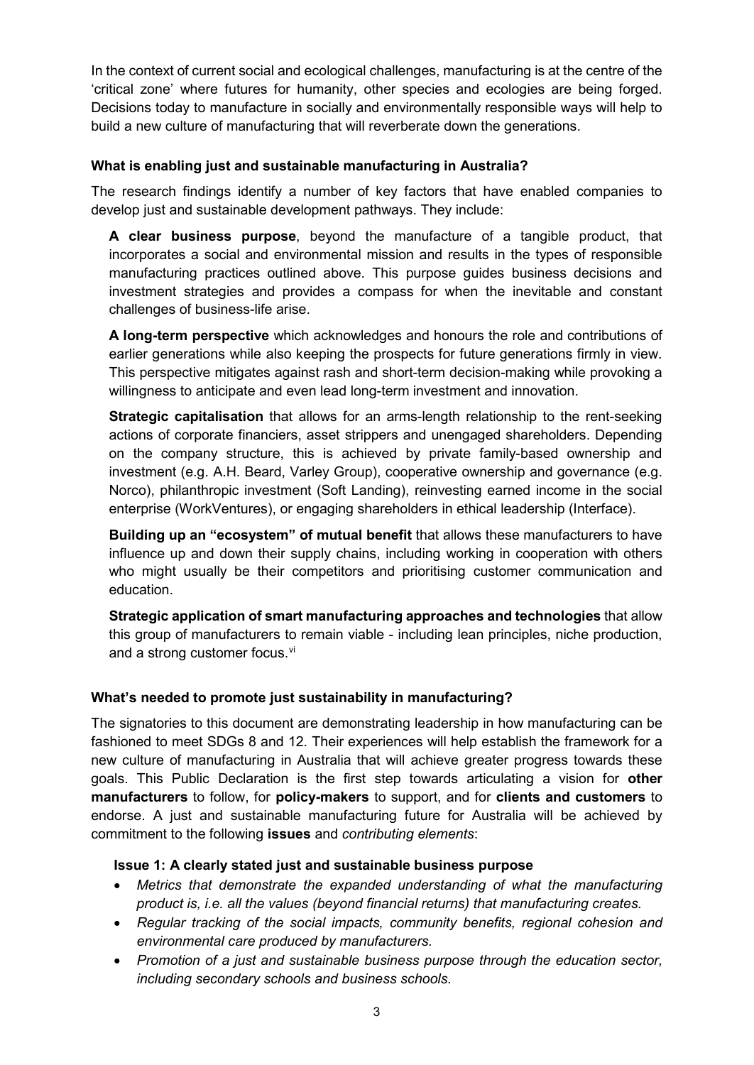In the context of current social and ecological challenges, manufacturing is at the centre of the 'critical zone' where futures for humanity, other species and ecologies are being forged. Decisions today to manufacture in socially and environmentally responsible ways will help to build a new culture of manufacturing that will reverberate down the generations.

**What is enabling just and sustainable manufacturing in Australia?**

The research findings identify a number of key factors that have enabled companies to develop just and sustainable development pathways. They include:

**A clear business purpose**, beyond the manufacture of a tangible product, that incorporates a social and environmental mission and results in the types of responsible manufacturing practices outlined above. This purpose guides business decisions and investment strategies and provides a compass for when the inevitable and constant challenges of business-life arise.

**A long-term perspective** which acknowledges and honours the role and contributions of earlier generations while also keeping the prospects for future generations firmly in view. This perspective mitigates against rash and short-term decision-making while provoking a willingness to anticipate and even lead long-term investment and innovation.

**Strategic capitalisation** that allows for an arms-length relationship to the rent-seeking actions of corporate financiers, asset strippers and unengaged shareholders. Depending on the company structure, this is achieved by private family-based ownership and investment (e.g. A.H. Beard, Varley Group), cooperative ownership and governance (e.g. Norco), philanthropic investment (Soft Landing), reinvesting earned income in the social enterprise (WorkVentures), or engaging shareholders in ethical leadership (Interface).

**Building up an "ecosystem" of mutual benefit** that allows these manufacturers to have influence up and down their supply chains, including working in cooperation with others who might usually be their competitors and prioritising customer communication and education.

**Strategic application of smart manufacturing approaches and technologies** that allow this group of manufacturers to remain viable - including lean principles, niche production, and a strong customer focus.[vi]

**What's needed to promote just sustainability in manufacturing?**

The signatories to this document are demonstrating leadership in how manufacturing can be fashioned to meet SDGs 8 and 12. Their experiences will help establish the framework for a new culture of manufacturing in Australia that will achieve greater progress towards these goals. This Public Declaration is the first step towards articulating a vision for **other manufacturers** to follow, for **policy-makers** to support, and for **clients and customers** to endorse. A just and sustainable manufacturing future for Australia will be achieved by commitment to the following **issues** and *contributing elements*:

**Issue 1: A clearly stated just and sustainable business purpose**

- *Metrics that demonstrate the expanded understanding of what the manufacturing product is, i.e. all the values (beyond financial returns) that manufacturing creates.*
- *Regular tracking of the social impacts, community benefits, regional cohesion and environmental care produced by manufacturers.*
- *Promotion of a just and sustainable business purpose through the education sector, including secondary schools and business schools.*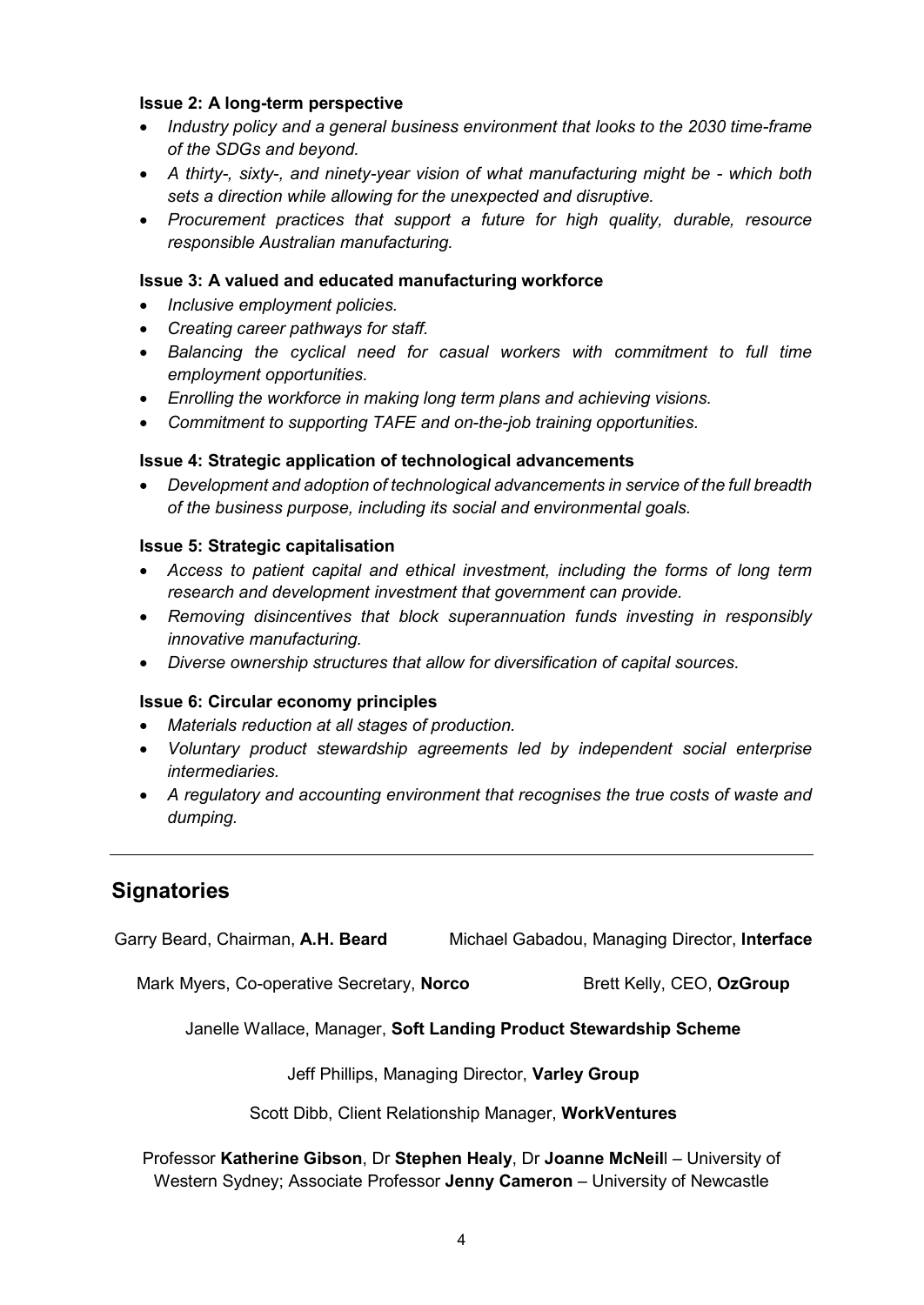**Issue 2: A long-term perspective**

- *Industry policy and a general business environment that looks to the 2030 time-frame of the SDGs and beyond.*
- *A thirty-, sixty-, and ninety-year vision of what manufacturing might be - which both sets a direction while allowing for the unexpected and disruptive.*
- *Procurement practices that support a future for high quality, durable, resource responsible Australian manufacturing.*

**Issue 3: A valued and educated manufacturing workforce**

- *Inclusive employment policies.*
- *Creating career pathways for staff.*
- *Balancing the cyclical need for casual workers with commitment to full time employment opportunities.*
- *Enrolling the workforce in making long term plans and achieving visions.*
- *Commitment to supporting TAFE and on-the-job training opportunities.*

**Issue 4: Strategic application of technological advancements**

- *Development and adoption of technological advancements in service of the full breadth of the business purpose, including its social and environmental goals.*

**Issue 5: Strategic capitalisation**

- *Access to patient capital and ethical investment, including the forms of long term research and development investment that government can provide.*
- *Removing disincentives that block superannuation funds investing in responsibly innovative manufacturing.*
- *Diverse ownership structures that allow for diversification of capital sources.*

**Issue 6: Circular economy principles**

- *Materials reduction at all stages of production.*
- *Voluntary product stewardship agreements led by independent social enterprise intermediaries.*
- *A regulatory and accounting environment that recognises the true costs of waste and dumping.*

---

## Signatories

Garry Beard, Chairman, **A.H. Beard**

Michael Gabadou, Managing Director, **Interface**

Mark Myers, Co-operative Secretary, **Norco**

Brett Kelly, CEO, **OzGroup**

Janelle Wallace, Manager, **Soft Landing Product Stewardship Scheme**

Jeff Phillips, Managing Director, **Varley Group**

Scott Dibb, Client Relationship Manager, **WorkVentures**

Professor **Katherine Gibson**, Dr **Stephen Healy**, Dr **Joanne McNeil**l – University of Western Sydney; Associate Professor **Jenny Cameron** – University of Newcastle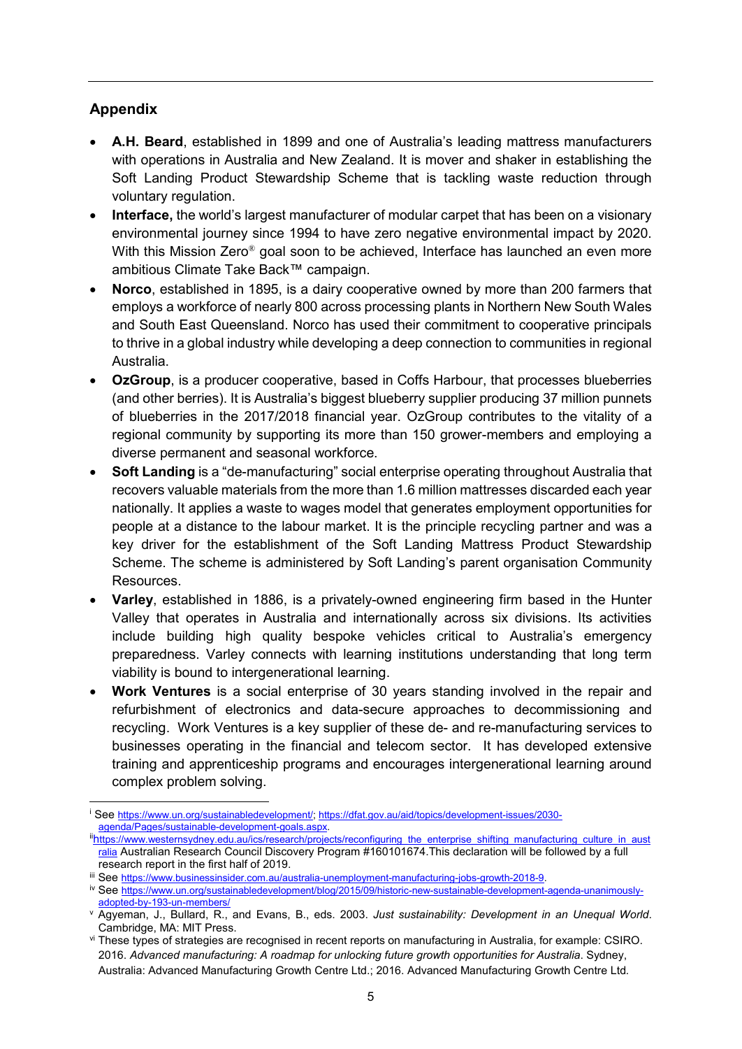## Appendix

- **A.H. Beard**, established in 1899 and one of Australia's leading mattress manufacturers with operations in Australia and New Zealand. It is mover and shaker in establishing the Soft Landing Product Stewardship Scheme that is tackling waste reduction through voluntary regulation.
- **Interface,** the world's largest manufacturer of modular carpet that has been on a visionary environmental journey since 1994 to have zero negative environmental impact by 2020. With this Mission Zero® goal soon to be achieved, Interface has launched an even more ambitious Climate Take Back™ campaign.
- **Norco**, established in 1895, is a dairy cooperative owned by more than 200 farmers that employs a workforce of nearly 800 across processing plants in Northern New South Wales and South East Queensland. Norco has used their commitment to cooperative principals to thrive in a global industry while developing a deep connection to communities in regional Australia.
- **OzGroup**, is a producer cooperative, based in Coffs Harbour, that processes blueberries (and other berries). It is Australia's biggest blueberry supplier producing 37 million punnets of blueberries in the 2017/2018 financial year. OzGroup contributes to the vitality of a regional community by supporting its more than 150 grower-members and employing a diverse permanent and seasonal workforce.
- **Soft Landing** is a "de-manufacturing" social enterprise operating throughout Australia that recovers valuable materials from the more than 1.6 million mattresses discarded each year nationally. It applies a waste to wages model that generates employment opportunities for people at a distance to the labour market. It is the principle recycling partner and was a key driver for the establishment of the Soft Landing Mattress Product Stewardship Scheme. The scheme is administered by Soft Landing's parent organisation Community Resources.
- **Varley**, established in 1886, is a privately-owned engineering firm based in the Hunter Valley that operates in Australia and internationally across six divisions. Its activities include building high quality bespoke vehicles critical to Australia's emergency preparedness. Varley connects with learning institutions understanding that long term viability is bound to intergenerational learning.
- **Work Ventures** is a social enterprise of 30 years standing involved in the repair and refurbishment of electronics and data-secure approaches to decommissioning and recycling. Work Ventures is a key supplier of these de- and re-manufacturing services to businesses operating in the financial and telecom sector. It has developed extensive training and apprenticeship programs and encourages intergenerational learning around complex problem solving.

---

[i] See https://www.un.org/sustainabledevelopment/; https://dfat.gov.au/aid/topics/development-issues/2030-agenda/Pages/sustainable-development-goals.aspx.

[ii] https://www.westernsydney.edu.au/ics/research/projects/reconfiguring_the_enterprise_shifting_manufacturing_culture_in_australia Australian Research Council Discovery Program #160101674.This declaration will be followed by a full research report in the first half of 2019.

[iii] See https://www.businessinsider.com.au/australia-unemployment-manufacturing-jobs-growth-2018-9.

[iv] See https://www.un.org/sustainabledevelopment/blog/2015/09/historic-new-sustainable-development-agenda-unanimously-adopted-by-193-un-members/

[v] Agyeman, J., Bullard, R., and Evans, B., eds. 2003. *Just sustainability: Development in an Unequal World*. Cambridge, MA: MIT Press.

[vi] These types of strategies are recognised in recent reports on manufacturing in Australia, for example: CSIRO. 2016. *Advanced manufacturing: A roadmap for unlocking future growth opportunities for Australia*. Sydney, Australia: Advanced Manufacturing Growth Centre Ltd.; 2016. Advanced Manufacturing Growth Centre Ltd.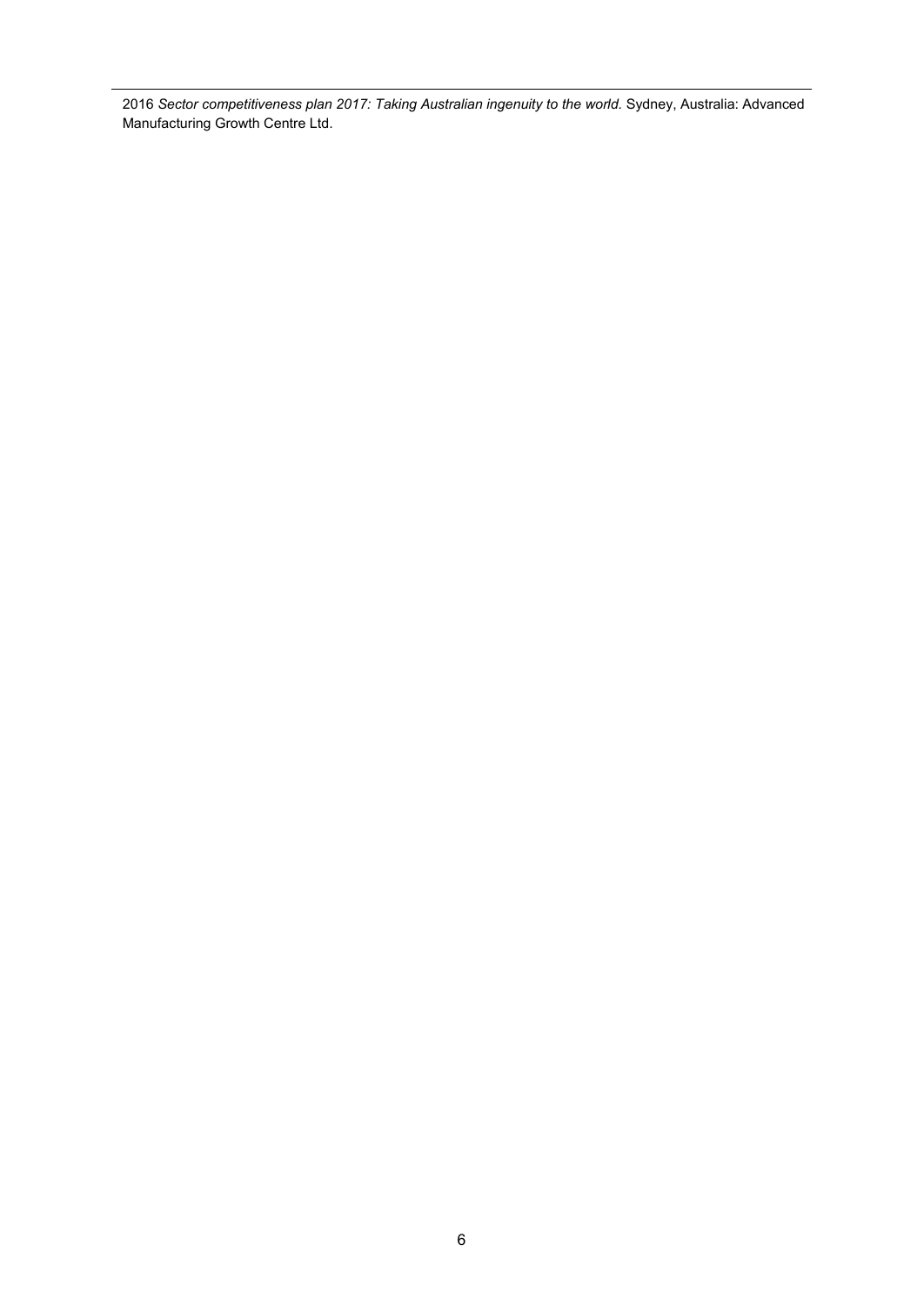2016 *Sector competitiveness plan 2017: Taking Australian ingenuity to the world.* Sydney, Australia: Advanced Manufacturing Growth Centre Ltd.